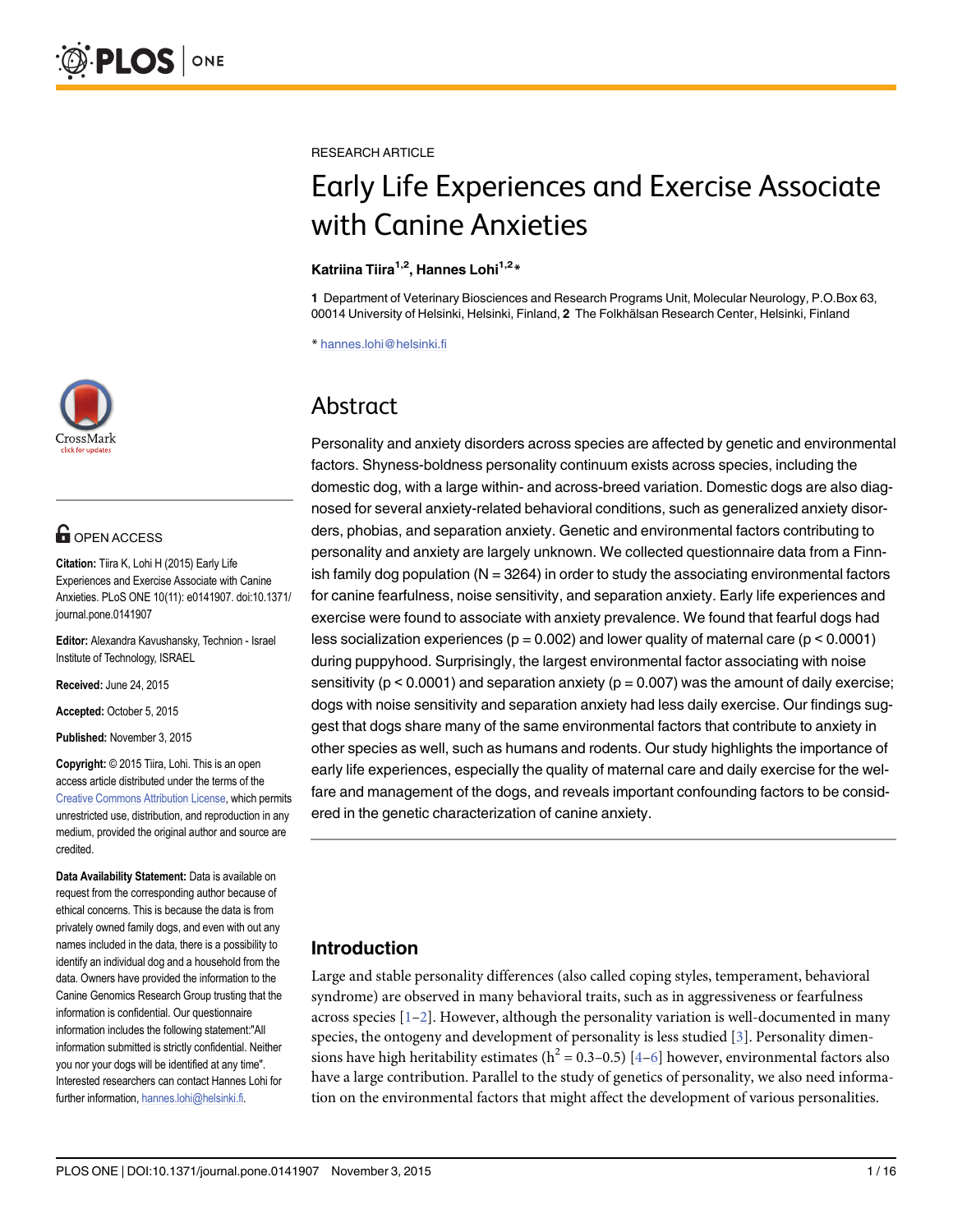RESEARCH ARTICLE

# Early Life Experiences and Exercise Associate with Canine Anxieties

**Katriina Tiira[1,2], Hannes Lohi[1,2]***

**1** Department of Veterinary Biosciences and Research Programs Unit, Molecular Neurology, P.O.Box 63, 00014 University of Helsinki, Helsinki, Finland, **2** The Folkhälsan Research Center, Helsinki, Finland

* hannes.lohi@helsinki.fi

OPEN ACCESS

**Citation:** Tiira K, Lohi H (2015) Early Life Experiences and Exercise Associate with Canine Anxieties. PLoS ONE 10(11): e0141907. doi:10.1371/journal.pone.0141907

**Editor:** Alexandra Kavushansky, Technion - Israel Institute of Technology, ISRAEL

**Received:** June 24, 2015

**Accepted:** October 5, 2015

**Published:** November 3, 2015

**Copyright:** © 2015 Tiira, Lohi. This is an open access article distributed under the terms of the Creative Commons Attribution License, which permits unrestricted use, distribution, and reproduction in any medium, provided the original author and source are credited.

**Data Availability Statement:** Data is available on request from the corresponding author because of ethical concerns. This is because the data is from privately owned family dogs, and even with out any names included in the data, there is a possibility to identify an individual dog and a household from the data. Owners have provided the information to the Canine Genomics Research Group trusting that the information is confidential. Our questionnaire information includes the following statement:"All information submitted is strictly confidential. Neither you nor your dogs will be identified at any time". Interested researchers can contact Hannes Lohi for further information, hannes.lohi@helsinki.fi.

## Abstract

Personality and anxiety disorders across species are affected by genetic and environmental factors. Shyness-boldness personality continuum exists across species, including the domestic dog, with a large within- and across-breed variation. Domestic dogs are also diagnosed for several anxiety-related behavioral conditions, such as generalized anxiety disorders, phobias, and separation anxiety. Genetic and environmental factors contributing to personality and anxiety are largely unknown. We collected questionnaire data from a Finnish family dog population (N = 3264) in order to study the associating environmental factors for canine fearfulness, noise sensitivity, and separation anxiety. Early life experiences and exercise were found to associate with anxiety prevalence. We found that fearful dogs had less socialization experiences ($p = 0.002$) and lower quality of maternal care ($p < 0.0001$) during puppyhood. Surprisingly, the largest environmental factor associating with noise sensitivity ($p < 0.0001$) and separation anxiety ($p = 0.007$) was the amount of daily exercise; dogs with noise sensitivity and separation anxiety had less daily exercise. Our findings suggest that dogs share many of the same environmental factors that contribute to anxiety in other species as well, such as humans and rodents. Our study highlights the importance of early life experiences, especially the quality of maternal care and daily exercise for the welfare and management of the dogs, and reveals important confounding factors to be considered in the genetic characterization of canine anxiety.

## Introduction

Large and stable personality differences (also called coping styles, temperament, behavioral syndrome) are observed in many behavioral traits, such as in aggressiveness or fearfulness across species [1–2]. However, although the personality variation is well-documented in many species, the ontogeny and development of personality is less studied [3]. Personality dimensions have high heritability estimates ($h^2 = 0.3–0.5$) [4–6] however, environmental factors also have a large contribution. Parallel to the study of genetics of personality, we also need information on the environmental factors that might affect the development of various personalities.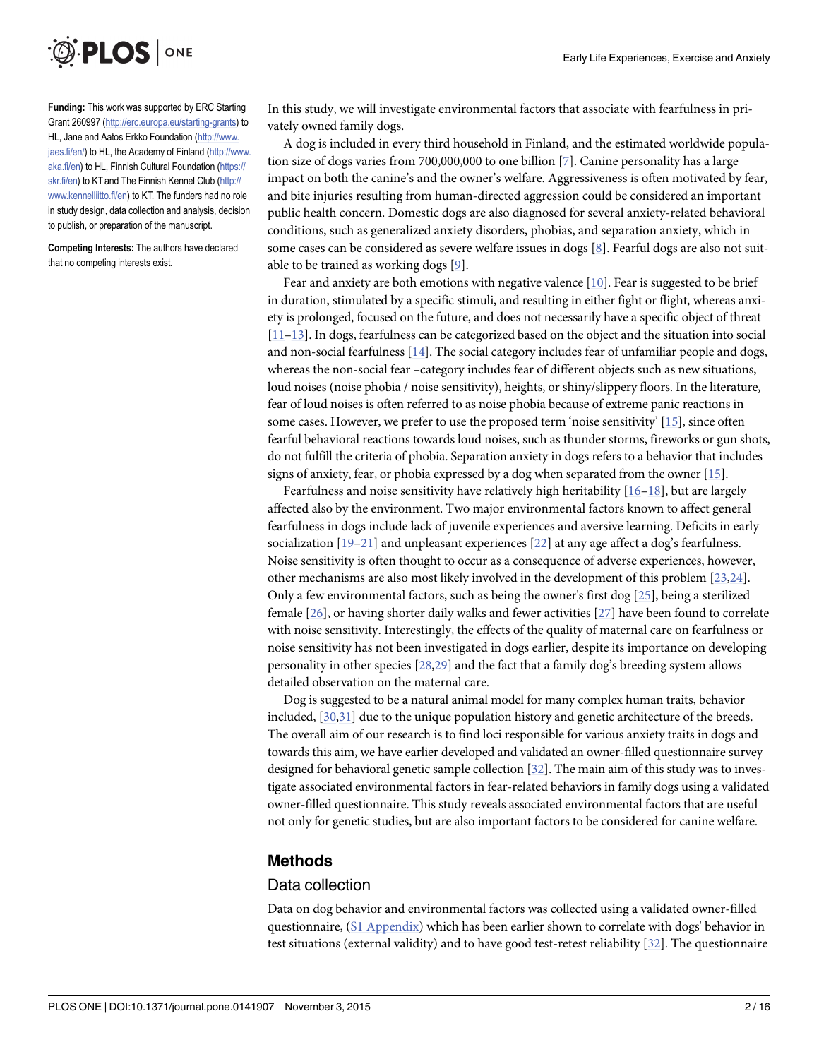**Funding:** This work was supported by ERC Starting Grant 260997 (http://erc.europa.eu/starting-grants) to HL, Jane and Aatos Erkko Foundation (http://www.jaes.fi/en/) to HL, the Academy of Finland (http://www.aka.fi/en) to HL, Finnish Cultural Foundation (https://skr.fi/en) to KT and The Finnish Kennel Club (http://www.kennelliitto.fi/en) to KT. The funders had no role in study design, data collection and analysis, decision to publish, or preparation of the manuscript.

**Competing Interests:** The authors have declared that no competing interests exist.

In this study, we will investigate environmental factors that associate with fearfulness in privately owned family dogs.

A dog is included in every third household in Finland, and the estimated worldwide population size of dogs varies from 700,000,000 to one billion [7]. Canine personality has a large impact on both the canine's and the owner's welfare. Aggressiveness is often motivated by fear, and bite injuries resulting from human-directed aggression could be considered an important public health concern. Domestic dogs are also diagnosed for several anxiety-related behavioral conditions, such as generalized anxiety disorders, phobias, and separation anxiety, which in some cases can be considered as severe welfare issues in dogs [8]. Fearful dogs are also not suitable to be trained as working dogs [9].

Fear and anxiety are both emotions with negative valence [10]. Fear is suggested to be brief in duration, stimulated by a specific stimuli, and resulting in either fight or flight, whereas anxiety is prolonged, focused on the future, and does not necessarily have a specific object of threat [11–13]. In dogs, fearfulness can be categorized based on the object and the situation into social and non-social fearfulness [14]. The social category includes fear of unfamiliar people and dogs, whereas the non-social fear –category includes fear of different objects such as new situations, loud noises (noise phobia / noise sensitivity), heights, or shiny/slippery floors. In the literature, fear of loud noises is often referred to as noise phobia because of extreme panic reactions in some cases. However, we prefer to use the proposed term 'noise sensitivity' [15], since often fearful behavioral reactions towards loud noises, such as thunder storms, fireworks or gun shots, do not fulfill the criteria of phobia. Separation anxiety in dogs refers to a behavior that includes signs of anxiety, fear, or phobia expressed by a dog when separated from the owner [15].

Fearfulness and noise sensitivity have relatively high heritability [16–18], but are largely affected also by the environment. Two major environmental factors known to affect general fearfulness in dogs include lack of juvenile experiences and aversive learning. Deficits in early socialization [19–21] and unpleasant experiences [22] at any age affect a dog's fearfulness. Noise sensitivity is often thought to occur as a consequence of adverse experiences, however, other mechanisms are also most likely involved in the development of this problem [23,24]. Only a few environmental factors, such as being the owner's first dog [25], being a sterilized female [26], or having shorter daily walks and fewer activities [27] have been found to correlate with noise sensitivity. Interestingly, the effects of the quality of maternal care on fearfulness or noise sensitivity has not been investigated in dogs earlier, despite its importance on developing personality in other species [28,29] and the fact that a family dog's breeding system allows detailed observation on the maternal care.

Dog is suggested to be a natural animal model for many complex human traits, behavior included, [30,31] due to the unique population history and genetic architecture of the breeds. The overall aim of our research is to find loci responsible for various anxiety traits in dogs and towards this aim, we have earlier developed and validated an owner-filled questionnaire survey designed for behavioral genetic sample collection [32]. The main aim of this study was to investigate associated environmental factors in fear-related behaviors in family dogs using a validated owner-filled questionnaire. This study reveals associated environmental factors that are useful not only for genetic studies, but are also important factors to be considered for canine welfare.

## Methods

### Data collection

Data on dog behavior and environmental factors was collected using a validated owner-filled questionnaire, (S1 Appendix) which has been earlier shown to correlate with dogs' behavior in test situations (external validity) and to have good test-retest reliability [32]. The questionnaire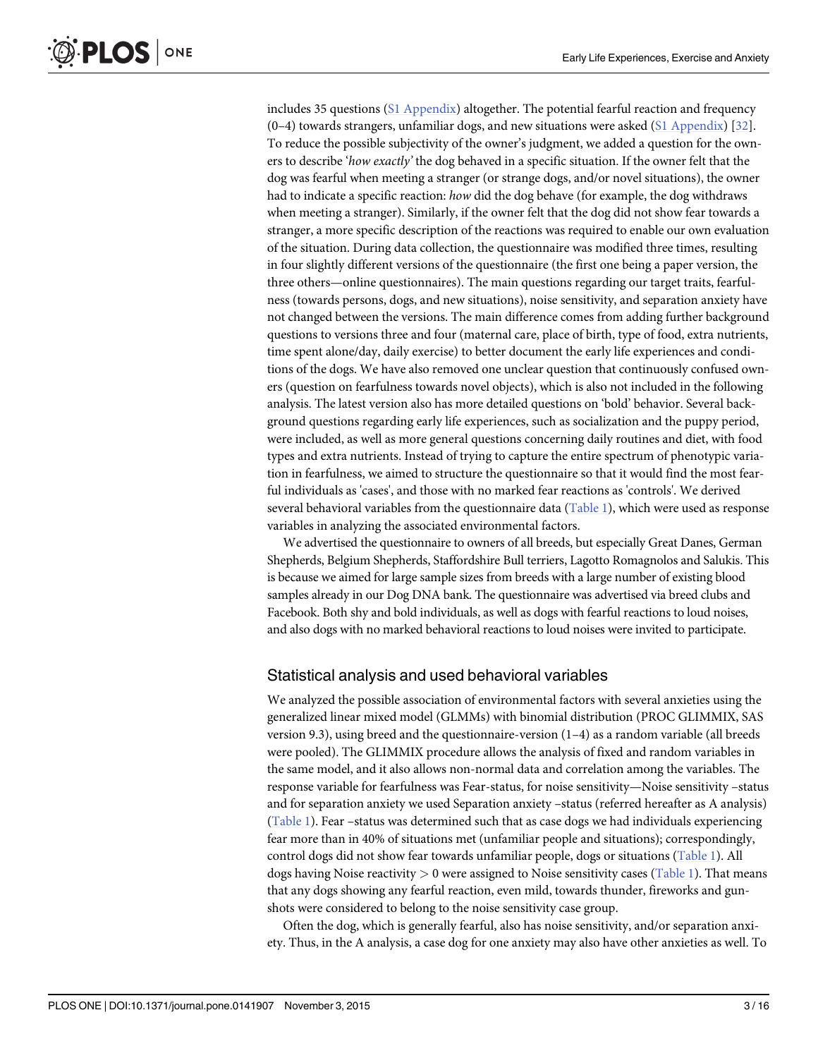includes 35 questions (S1 Appendix) altogether. The potential fearful reaction and frequency (0–4) towards strangers, unfamiliar dogs, and new situations were asked (S1 Appendix) [32]. To reduce the possible subjectivity of the owner's judgment, we added a question for the owners to describe '*how exactly*' the dog behaved in a specific situation. If the owner felt that the dog was fearful when meeting a stranger (or strange dogs, and/or novel situations), the owner had to indicate a specific reaction: *how* did the dog behave (for example, the dog withdraws when meeting a stranger). Similarly, if the owner felt that the dog did not show fear towards a stranger, a more specific description of the reactions was required to enable our own evaluation of the situation. During data collection, the questionnaire was modified three times, resulting in four slightly different versions of the questionnaire (the first one being a paper version, the three others—online questionnaires). The main questions regarding our target traits, fearfulness (towards persons, dogs, and new situations), noise sensitivity, and separation anxiety have not changed between the versions. The main difference comes from adding further background questions to versions three and four (maternal care, place of birth, type of food, extra nutrients, time spent alone/day, daily exercise) to better document the early life experiences and conditions of the dogs. We have also removed one unclear question that continuously confused owners (question on fearfulness towards novel objects), which is also not included in the following analysis. The latest version also has more detailed questions on 'bold' behavior. Several background questions regarding early life experiences, such as socialization and the puppy period, were included, as well as more general questions concerning daily routines and diet, with food types and extra nutrients. Instead of trying to capture the entire spectrum of phenotypic variation in fearfulness, we aimed to structure the questionnaire so that it would find the most fearful individuals as 'cases', and those with no marked fear reactions as 'controls'. We derived several behavioral variables from the questionnaire data (Table 1), which were used as response variables in analyzing the associated environmental factors.

We advertised the questionnaire to owners of all breeds, but especially Great Danes, German Shepherds, Belgium Shepherds, Staffordshire Bull terriers, Lagotto Romagnolos and Salukis. This is because we aimed for large sample sizes from breeds with a large number of existing blood samples already in our Dog DNA bank. The questionnaire was advertised via breed clubs and Facebook. Both shy and bold individuals, as well as dogs with fearful reactions to loud noises, and also dogs with no marked behavioral reactions to loud noises were invited to participate.

## Statistical analysis and used behavioral variables

We analyzed the possible association of environmental factors with several anxieties using the generalized linear mixed model (GLMMs) with binomial distribution (PROC GLIMMIX, SAS version 9.3), using breed and the questionnaire-version (1–4) as a random variable (all breeds were pooled). The GLIMMIX procedure allows the analysis of fixed and random variables in the same model, and it also allows non-normal data and correlation among the variables. The response variable for fearfulness was Fear-status, for noise sensitivity—Noise sensitivity –status and for separation anxiety we used Separation anxiety –status (referred hereafter as A analysis) (Table 1). Fear –status was determined such that as case dogs we had individuals experiencing fear more than in 40% of situations met (unfamiliar people and situations); correspondingly, control dogs did not show fear towards unfamiliar people, dogs or situations (Table 1). All dogs having Noise reactivity $> 0$ were assigned to Noise sensitivity cases (Table 1). That means that any dogs showing any fearful reaction, even mild, towards thunder, fireworks and gunshots were considered to belong to the noise sensitivity case group.

Often the dog, which is generally fearful, also has noise sensitivity, and/or separation anxiety. Thus, in the A analysis, a case dog for one anxiety may also have other anxieties as well. To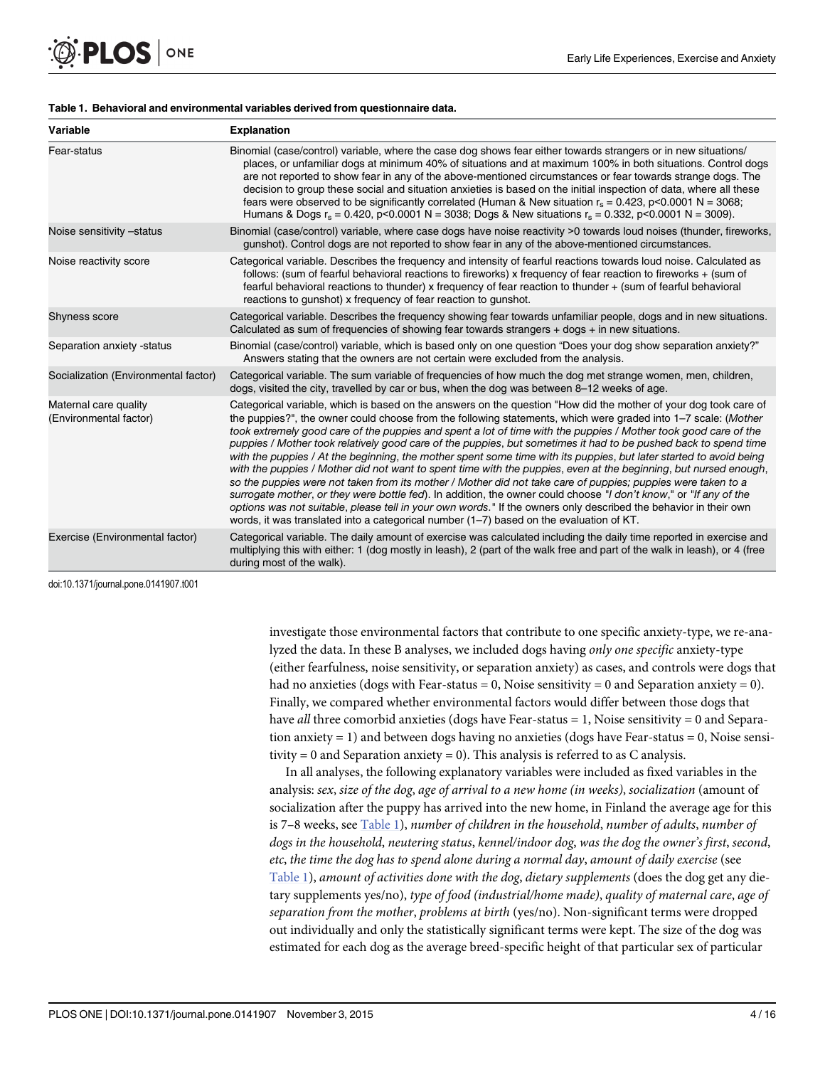**Table 1. Behavioral and environmental variables derived from questionnaire data.**

| Variable | Explanation |
| --- | --- |
| Fear-status | Binomial (case/control) variable, where the case dog shows fear either towards strangers or in new situations/ places, or unfamiliar dogs at minimum 40% of situations and at maximum 100% in both situations. Control dogs are not reported to show fear in any of the above-mentioned circumstances or fear towards strange dogs. The decision to group these social and situation anxieties is based on the initial inspection of data, where all these fears were observed to be significantly correlated (Human & New situation $r_s = 0.423$, $p<0.0001$ N = 3068; Humans & Dogs $r_s = 0.420$, $p<0.0001$ N = 3038; Dogs & New situations $r_s = 0.332$, $p<0.0001$ N = 3009). |
| Noise sensitivity –status | Binomial (case/control) variable, where case dogs have noise reactivity >0 towards loud noises (thunder, fireworks, gunshot). Control dogs are not reported to show fear in any of the above-mentioned circumstances. |
| Noise reactivity score | Categorical variable. Describes the frequency and intensity of fearful reactions towards loud noise. Calculated as follows: (sum of fearful behavioral reactions to fireworks) x frequency of fear reaction to fireworks + (sum of fearful behavioral reactions to thunder) x frequency of fear reaction to thunder + (sum of fearful behavioral reactions to gunshot) x frequency of fear reaction to gunshot. |
| Shyness score | Categorical variable. Describes the frequency showing fear towards unfamiliar people, dogs and in new situations. Calculated as sum of frequencies of showing fear towards strangers + dogs + in new situations. |
| Separation anxiety -status | Binomial (case/control) variable, which is based only on one question "Does your dog show separation anxiety?" Answers stating that the owners are not certain were excluded from the analysis. |
| Socialization (Environmental factor) | Categorical variable. The sum variable of frequencies of how much the dog met strange women, men, children, dogs, visited the city, travelled by car or bus, when the dog was between 8–12 weeks of age. |
| Maternal care quality (Environmental factor) | Categorical variable, which is based on the answers on the question "How did the mother of your dog took care of the puppies?", the owner could choose from the following statements, which were graded into 1–7 scale: (*Mother took extremely good care of the puppies and spent a lot of time with the puppies / Mother took good care of the puppies / Mother took relatively good care of the puppies, but sometimes it had to be pushed back to spend time with the puppies / At the beginning, the mother spent some time with its puppies, but later started to avoid being with the puppies / Mother did not want to spent time with the puppies, even at the beginning, but nursed enough, so the puppies were not taken from its mother / Mother did not take care of puppies; puppies were taken to a surrogate mother, or they were bottle fed*). In addition, the owner could choose "*I don't know*," or "*If any of the options was not suitable, please tell in your own words.*" If the owners only described the behavior in their own words, it was translated into a categorical number (1–7) based on the evaluation of KT. |
| Exercise (Environmental factor) | Categorical variable. The daily amount of exercise was calculated including the daily time reported in exercise and multiplying this with either: 1 (dog mostly in leash), 2 (part of the walk free and part of the walk in leash), or 4 (free during most of the walk). |

doi:10.1371/journal.pone.0141907.t001

investigate those environmental factors that contribute to one specific anxiety-type, we re-analyzed the data. In these B analyses, we included dogs having *only one specific* anxiety-type (either fearfulness, noise sensitivity, or separation anxiety) as cases, and controls were dogs that had no anxieties (dogs with Fear-status = 0, Noise sensitivity = 0 and Separation anxiety = 0). Finally, we compared whether environmental factors would differ between those dogs that have *all* three comorbid anxieties (dogs have Fear-status = 1, Noise sensitivity = 0 and Separation anxiety = 1) and between dogs having no anxieties (dogs have Fear-status = 0, Noise sensitivity = 0 and Separation anxiety = 0). This analysis is referred to as C analysis.

In all analyses, the following explanatory variables were included as fixed variables in the analysis: *sex*, *size of the dog*, *age of arrival to a new home (in weeks)*, *socialization* (amount of socialization after the puppy has arrived into the new home, in Finland the average age for this is 7–8 weeks, see Table 1), *number of children in the household*, *number of adults*, *number of dogs in the household*, *neutering status*, *kennel/indoor dog*, *was the dog the owner's first*, *second*, *etc*, *the time the dog has to spend alone during a normal day*, *amount of daily exercise* (see Table 1), *amount of activities done with the dog*, *dietary supplements* (does the dog get any dietary supplements yes/no), *type of food (industrial/home made)*, *quality of maternal care*, *age of separation from the mother*, *problems at birth* (yes/no). Non-significant terms were dropped out individually and only the statistically significant terms were kept. The size of the dog was estimated for each dog as the average breed-specific height of that particular sex of particular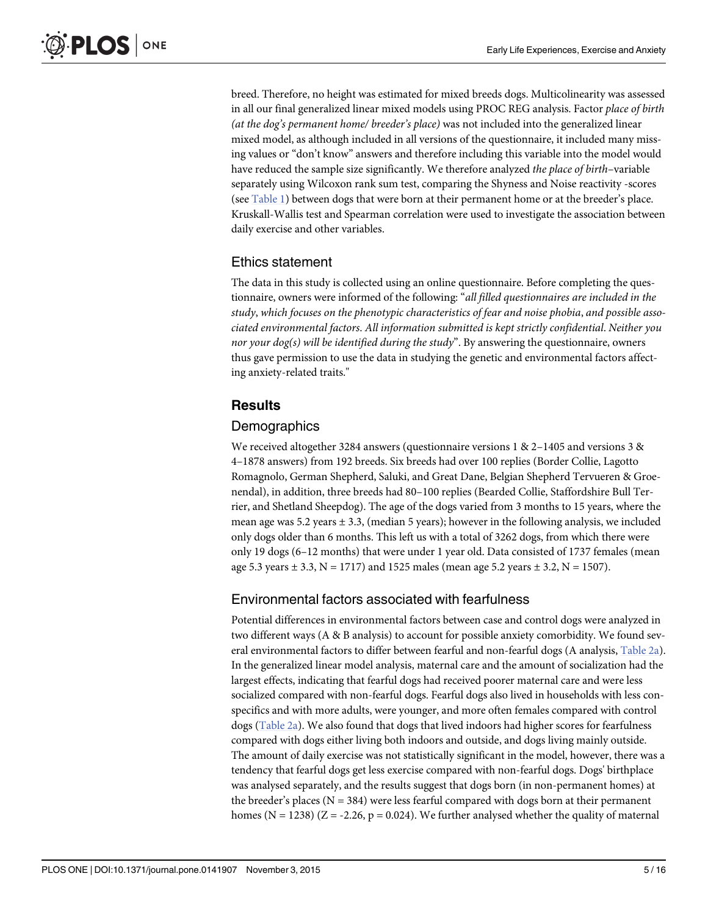breed. Therefore, no height was estimated for mixed breeds dogs. Multicolinearity was assessed in all our final generalized linear mixed models using PROC REG analysis. Factor *place of birth (at the dog's permanent home/ breeder's place)* was not included into the generalized linear mixed model, as although included in all versions of the questionnaire, it included many missing values or "don't know" answers and therefore including this variable into the model would have reduced the sample size significantly. We therefore analyzed *the place of birth*–variable separately using Wilcoxon rank sum test, comparing the Shyness and Noise reactivity -scores (see Table 1) between dogs that were born at their permanent home or at the breeder's place. Kruskall-Wallis test and Spearman correlation were used to investigate the association between daily exercise and other variables.

## Ethics statement

The data in this study is collected using an online questionnaire. Before completing the questionnaire, owners were informed of the following: "*all filled questionnaires are included in the study, which focuses on the phenotypic characteristics of fear and noise phobia, and possible associated environmental factors. All information submitted is kept strictly confidential. Neither you nor your dog(s) will be identified during the study*". By answering the questionnaire, owners thus gave permission to use the data in studying the genetic and environmental factors affecting anxiety-related traits."

# Results

## Demographics

We received altogether 3284 answers (questionnaire versions 1 & 2–1405 and versions 3 & 4–1878 answers) from 192 breeds. Six breeds had over 100 replies (Border Collie, Lagotto Romagnolo, German Shepherd, Saluki, and Great Dane, Belgian Shepherd Tervueren & Groenendal), in addition, three breeds had 80–100 replies (Bearded Collie, Staffordshire Bull Terrier, and Shetland Sheepdog). The age of the dogs varied from 3 months to 15 years, where the mean age was 5.2 years ± 3.3, (median 5 years); however in the following analysis, we included only dogs older than 6 months. This left us with a total of 3262 dogs, from which there were only 19 dogs (6–12 months) that were under 1 year old. Data consisted of 1737 females (mean age 5.3 years ± 3.3, N = 1717) and 1525 males (mean age 5.2 years ± 3.2, N = 1507).

## Environmental factors associated with fearfulness

Potential differences in environmental factors between case and control dogs were analyzed in two different ways (A & B analysis) to account for possible anxiety comorbidity. We found several environmental factors to differ between fearful and non-fearful dogs (A analysis, Table 2a). In the generalized linear model analysis, maternal care and the amount of socialization had the largest effects, indicating that fearful dogs had received poorer maternal care and were less socialized compared with non-fearful dogs. Fearful dogs also lived in households with less conspecifics and with more adults, were younger, and more often females compared with control dogs (Table 2a). We also found that dogs that lived indoors had higher scores for fearfulness compared with dogs either living both indoors and outside, and dogs living mainly outside. The amount of daily exercise was not statistically significant in the model, however, there was a tendency that fearful dogs get less exercise compared with non-fearful dogs. Dogs' birthplace was analysed separately, and the results suggest that dogs born (in non-permanent homes) at the breeder's places (N = 384) were less fearful compared with dogs born at their permanent homes (N = 1238) ($Z = -2.26$, $p = 0.024$). We further analysed whether the quality of maternal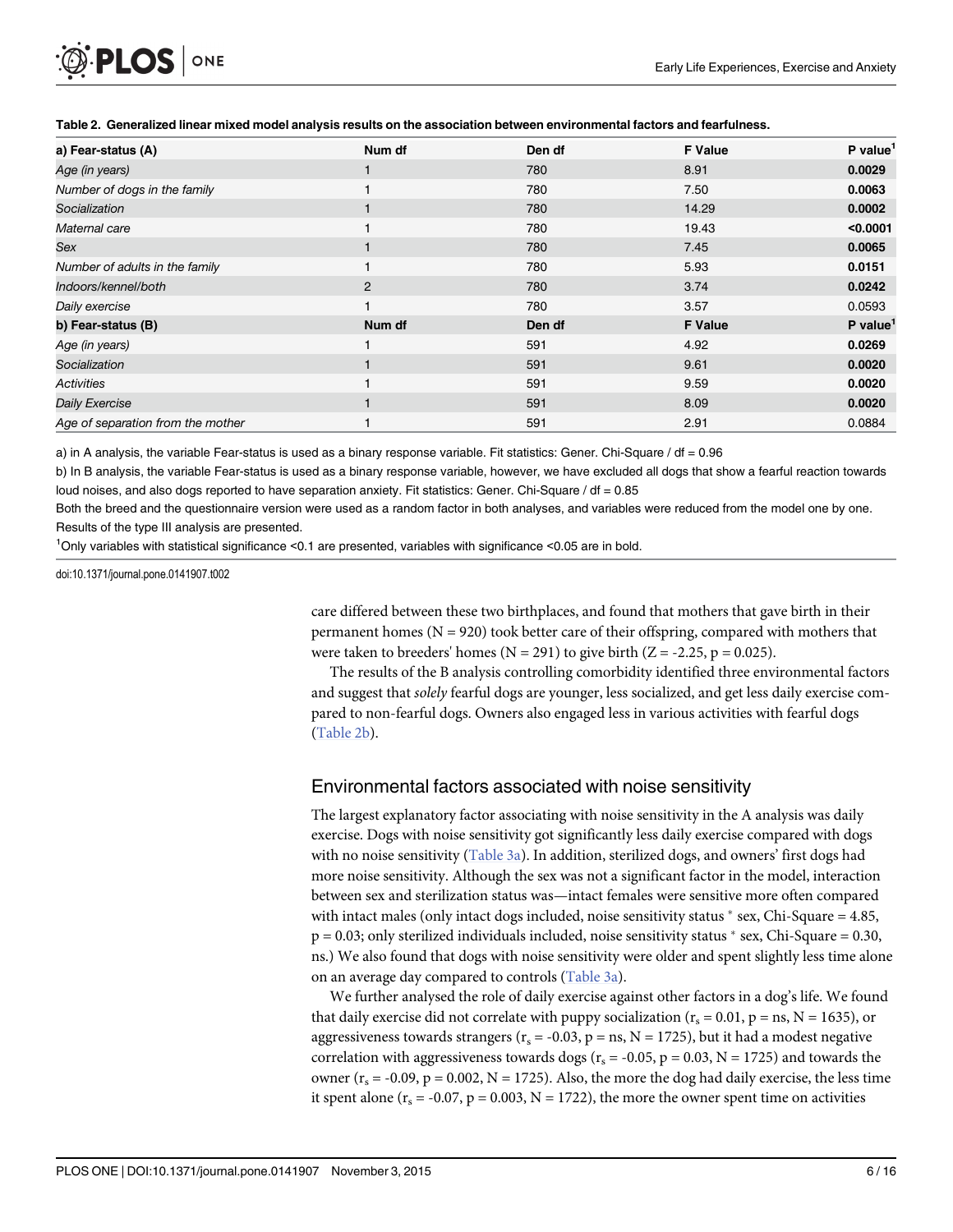**Table 2. Generalized linear mixed model analysis results on the association between environmental factors and fearfulness.**

| a) Fear-status (A) | Num df | Den df | F Value | P value[1] |
|---|---|---|---|---|
| *Age (in years)* | 1 | 780 | 8.91 | **0.0029** |
| *Number of dogs in the family* | 1 | 780 | 7.50 | **0.0063** |
| *Socialization* | 1 | 780 | 14.29 | **0.0002** |
| *Maternal care* | 1 | 780 | 19.43 | **<0.0001** |
| *Sex* | 1 | 780 | 7.45 | **0.0065** |
| *Number of adults in the family* | 1 | 780 | 5.93 | **0.0151** |
| *Indoors/kennel/both* | 2 | 780 | 3.74 | **0.0242** |
| *Daily exercise* | 1 | 780 | 3.57 | 0.0593 |
| **b) Fear-status (B)** | **Num df** | **Den df** | **F Value** | **P value[1]** |
| *Age (in years)* | 1 | 591 | 4.92 | **0.0269** |
| *Socialization* | 1 | 591 | 9.61 | **0.0020** |
| *Activities* | 1 | 591 | 9.59 | **0.0020** |
| *Daily Exercise* | 1 | 591 | 8.09 | **0.0020** |
| *Age of separation from the mother* | 1 | 591 | 2.91 | 0.0884 |

a) in A analysis, the variable Fear-status is used as a binary response variable. Fit statistics: Gener. Chi-Square / df = 0.96

b) In B analysis, the variable Fear-status is used as a binary response variable, however, we have excluded all dogs that show a fearful reaction towards loud noises, and also dogs reported to have separation anxiety. Fit statistics: Gener. Chi-Square / df = 0.85

Both the breed and the questionnaire version were used as a random factor in both analyses, and variables were reduced from the model one by one. Results of the type III analysis are presented.

[1]Only variables with statistical significance <0.1 are presented, variables with significance <0.05 are in bold.

doi:10.1371/journal.pone.0141907.t002

care differed between these two birthplaces, and found that mothers that gave birth in their permanent homes (N = 920) took better care of their offspring, compared with mothers that were taken to breeders' homes (N = 291) to give birth (Z = -2.25, p = 0.025).

The results of the B analysis controlling comorbidity identified three environmental factors and suggest that *solely* fearful dogs are younger, less socialized, and get less daily exercise compared to non-fearful dogs. Owners also engaged less in various activities with fearful dogs (Table 2b).

## Environmental factors associated with noise sensitivity

The largest explanatory factor associating with noise sensitivity in the A analysis was daily exercise. Dogs with noise sensitivity got significantly less daily exercise compared with dogs with no noise sensitivity (Table 3a). In addition, sterilized dogs, and owners' first dogs had more noise sensitivity. Although the sex was not a significant factor in the model, interaction between sex and sterilization status was—intact females were sensitive more often compared with intact males (only intact dogs included, noise sensitivity status * sex, Chi-Square = 4.85, p = 0.03; only sterilized individuals included, noise sensitivity status * sex, Chi-Square = 0.30, ns.) We also found that dogs with noise sensitivity were older and spent slightly less time alone on an average day compared to controls (Table 3a).

We further analysed the role of daily exercise against other factors in a dog's life. We found that daily exercise did not correlate with puppy socialization ($r_s$ = 0.01, p = ns, N = 1635), or aggressiveness towards strangers ($r_s$ = -0.03, p = ns, N = 1725), but it had a modest negative correlation with aggressiveness towards dogs ($r_s$ = -0.05, p = 0.03, N = 1725) and towards the owner ($r_s$ = -0.09, p = 0.002, N = 1725). Also, the more the dog had daily exercise, the less time it spent alone ($r_s$ = -0.07, p = 0.003, N = 1722), the more the owner spent time on activities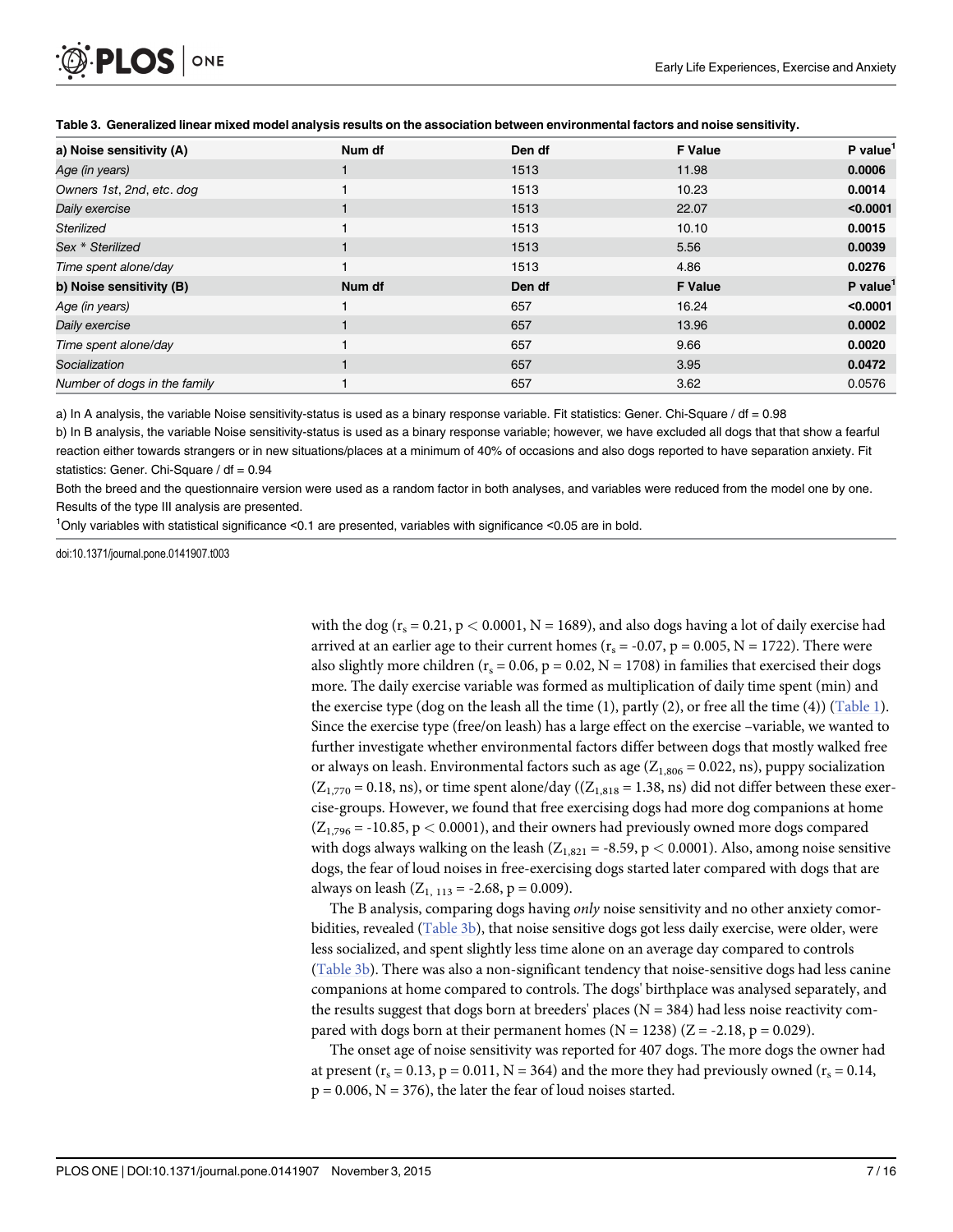**Table 3. Generalized linear mixed model analysis results on the association between environmental factors and noise sensitivity.**

| a) Noise sensitivity (A) | Num df | Den df | F Value | P value[1] |
|---|---|---|---|---|
| *Age (in years)* | 1 | 1513 | 11.98 | **0.0006** |
| *Owners 1st, 2nd, etc. dog* | 1 | 1513 | 10.23 | **0.0014** |
| *Daily exercise* | 1 | 1513 | 22.07 | **<0.0001** |
| *Sterilized* | 1 | 1513 | 10.10 | **0.0015** |
| *Sex * Sterilized* | 1 | 1513 | 5.56 | **0.0039** |
| *Time spent alone/day* | 1 | 1513 | 4.86 | **0.0276** |
| **b) Noise sensitivity (B)** | **Num df** | **Den df** | **F Value** | **P value[1]** |
| *Age (in years)* | 1 | 657 | 16.24 | **<0.0001** |
| *Daily exercise* | 1 | 657 | 13.96 | **0.0002** |
| *Time spent alone/day* | 1 | 657 | 9.66 | **0.0020** |
| *Socialization* | 1 | 657 | 3.95 | **0.0472** |
| *Number of dogs in the family* | 1 | 657 | 3.62 | 0.0576 |

a) In A analysis, the variable Noise sensitivity-status is used as a binary response variable. Fit statistics: Gener. Chi-Square / df = 0.98

b) In B analysis, the variable Noise sensitivity-status is used as a binary response variable; however, we have excluded all dogs that that show a fearful reaction either towards strangers or in new situations/places at a minimum of 40% of occasions and also dogs reported to have separation anxiety. Fit statistics: Gener. Chi-Square / df = 0.94

Both the breed and the questionnaire version were used as a random factor in both analyses, and variables were reduced from the model one by one. Results of the type III analysis are presented.

[1]Only variables with statistical significance <0.1 are presented, variables with significance <0.05 are in bold.

doi:10.1371/journal.pone.0141907.t003

with the dog ($r_s = 0.21$, $p < 0.0001$, N = 1689), and also dogs having a lot of daily exercise had arrived at an earlier age to their current homes ($r_s = -0.07$, $p = 0.005$, N = 1722). There were also slightly more children ($r_s = 0.06$, $p = 0.02$, N = 1708) in families that exercised their dogs more. The daily exercise variable was formed as multiplication of daily time spent (min) and the exercise type (dog on the leash all the time (1), partly (2), or free all the time (4)) (Table 1). Since the exercise type (free/on leash) has a large effect on the exercise –variable, we wanted to further investigate whether environmental factors differ between dogs that mostly walked free or always on leash. Environmental factors such as age ($Z_{1,806} = 0.022$, ns), puppy socialization ($Z_{1,770} = 0.18$, ns), or time spent alone/day (($Z_{1,818} = 1.38$, ns) did not differ between these exercise-groups. However, we found that free exercising dogs had more dog companions at home ($Z_{1,796} = -10.85$, $p < 0.0001$), and their owners had previously owned more dogs compared with dogs always walking on the leash ($Z_{1,821} = -8.59$, $p < 0.0001$). Also, among noise sensitive dogs, the fear of loud noises in free-exercising dogs started later compared with dogs that are always on leash ($Z_{1,113} = -2.68$, $p = 0.009$).

The B analysis, comparing dogs having *only* noise sensitivity and no other anxiety comorbidities, revealed (Table 3b), that noise sensitive dogs got less daily exercise, were older, were less socialized, and spent slightly less time alone on an average day compared to controls (Table 3b). There was also a non-significant tendency that noise-sensitive dogs had less canine companions at home compared to controls. The dogs' birthplace was analysed separately, and the results suggest that dogs born at breeders' places (N = 384) had less noise reactivity compared with dogs born at their permanent homes (N = 1238) (Z = -2.18, $p = 0.029$).

The onset age of noise sensitivity was reported for 407 dogs. The more dogs the owner had at present ($r_s = 0.13$, $p = 0.011$, N = 364) and the more they had previously owned ($r_s = 0.14$, $p = 0.006$, N = 376), the later the fear of loud noises started.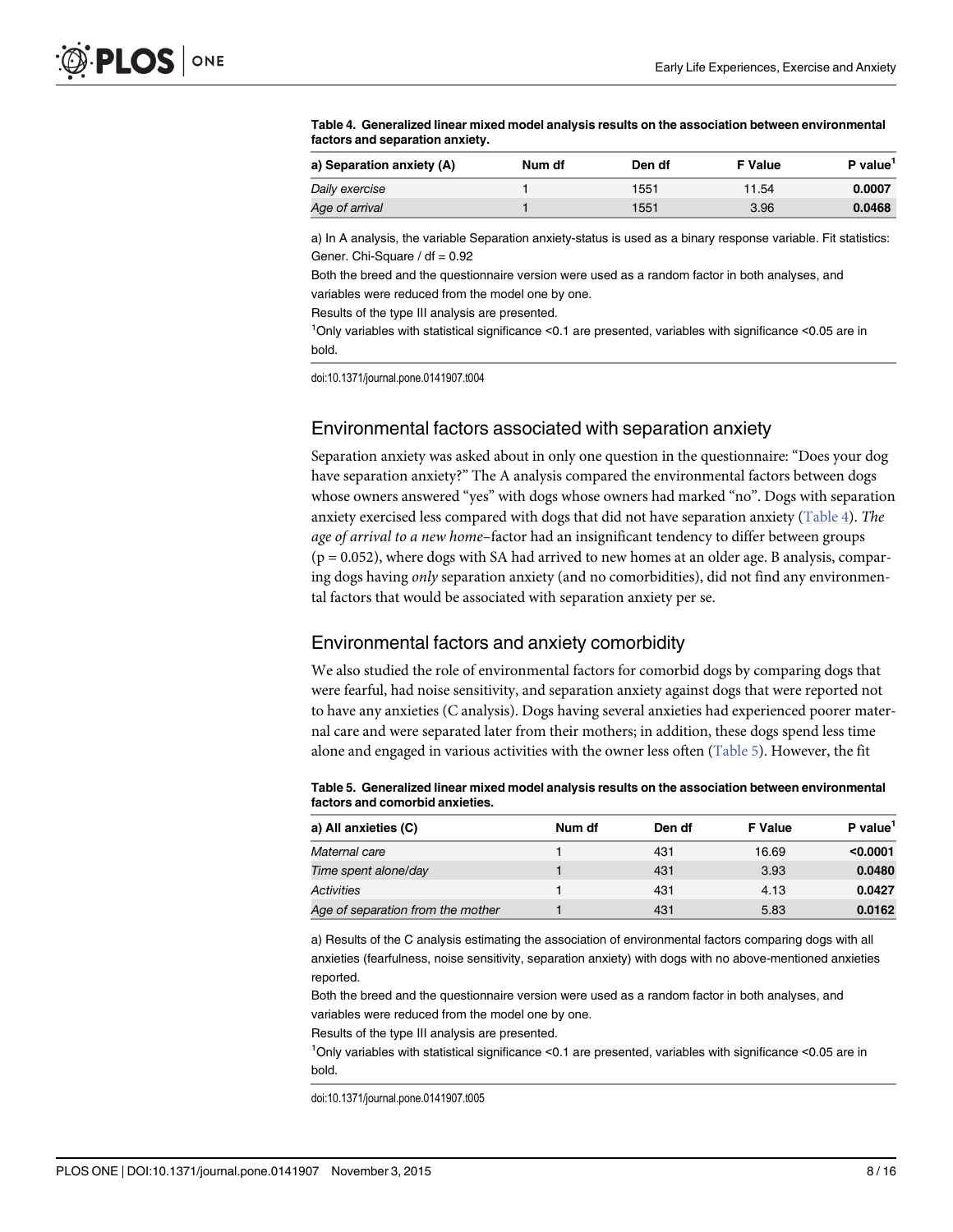**Table 4. Generalized linear mixed model analysis results on the association between environmental factors and separation anxiety.**

| a) Separation anxiety (A) | Num df | Den df | F Value | P value[1] |
|---|---|---|---|---|
| *Daily exercise* | 1 | 1551 | 11.54 | **0.0007** |
| *Age of arrival* | 1 | 1551 | 3.96 | **0.0468** |

a) In A analysis, the variable Separation anxiety-status is used as a binary response variable. Fit statistics: Gener. Chi-Square / df = 0.92

Both the breed and the questionnaire version were used as a random factor in both analyses, and variables were reduced from the model one by one.

Results of the type III analysis are presented.

[1]Only variables with statistical significance <0.1 are presented, variables with significance <0.05 are in bold.

doi:10.1371/journal.pone.0141907.t004

## Environmental factors associated with separation anxiety

Separation anxiety was asked about in only one question in the questionnaire: "Does your dog have separation anxiety?" The A analysis compared the environmental factors between dogs whose owners answered "yes" with dogs whose owners had marked "no". Dogs with separation anxiety exercised less compared with dogs that did not have separation anxiety (Table 4). *The age of arrival to a new home*–factor had an insignificant tendency to differ between groups ($p = 0.052$), where dogs with SA had arrived to new homes at an older age. B analysis, comparing dogs having *only* separation anxiety (and no comorbidities), did not find any environmental factors that would be associated with separation anxiety per se.

## Environmental factors and anxiety comorbidity

We also studied the role of environmental factors for comorbid dogs by comparing dogs that were fearful, had noise sensitivity, and separation anxiety against dogs that were reported not to have any anxieties (C analysis). Dogs having several anxieties had experienced poorer maternal care and were separated later from their mothers; in addition, these dogs spend less time alone and engaged in various activities with the owner less often (Table 5). However, the fit

**Table 5. Generalized linear mixed model analysis results on the association between environmental factors and comorbid anxieties.**

| a) All anxieties (C) | Num df | Den df | F Value | P value[1] |
|---|---|---|---|---|
| *Maternal care* | 1 | 431 | 16.69 | **<0.0001** |
| *Time spent alone/day* | 1 | 431 | 3.93 | **0.0480** |
| *Activities* | 1 | 431 | 4.13 | **0.0427** |
| *Age of separation from the mother* | 1 | 431 | 5.83 | **0.0162** |

a) Results of the C analysis estimating the association of environmental factors comparing dogs with all anxieties (fearfulness, noise sensitivity, separation anxiety) with dogs with no above-mentioned anxieties reported.

Both the breed and the questionnaire version were used as a random factor in both analyses, and variables were reduced from the model one by one.

Results of the type III analysis are presented.

[1]Only variables with statistical significance <0.1 are presented, variables with significance <0.05 are in bold.

doi:10.1371/journal.pone.0141907.t005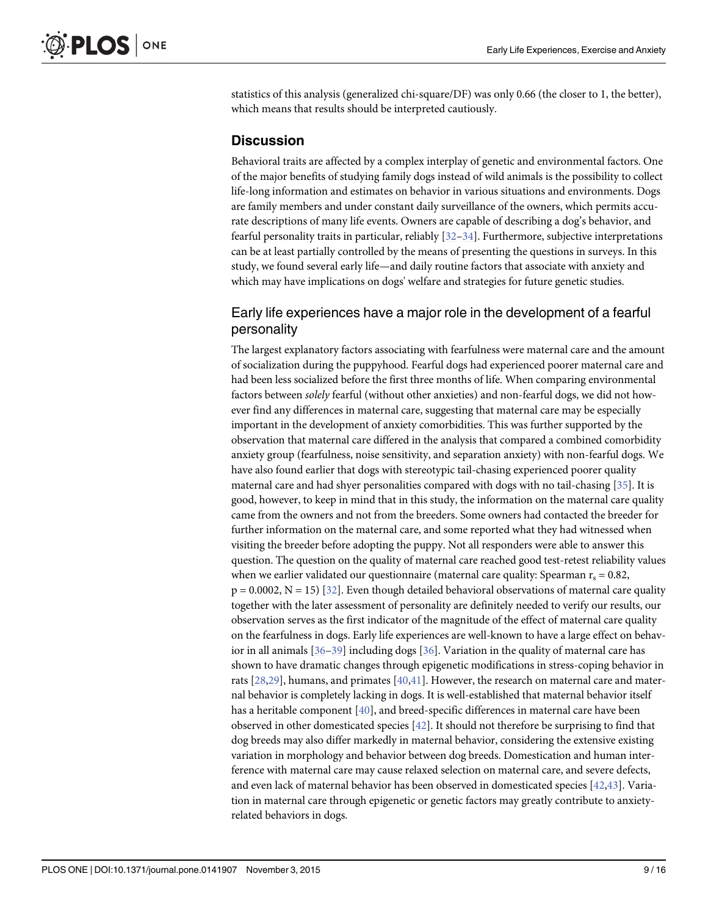statistics of this analysis (generalized chi-square/DF) was only 0.66 (the closer to 1, the better), which means that results should be interpreted cautiously.

## Discussion

Behavioral traits are affected by a complex interplay of genetic and environmental factors. One of the major benefits of studying family dogs instead of wild animals is the possibility to collect life-long information and estimates on behavior in various situations and environments. Dogs are family members and under constant daily surveillance of the owners, which permits accurate descriptions of many life events. Owners are capable of describing a dog's behavior, and fearful personality traits in particular, reliably [32–34]. Furthermore, subjective interpretations can be at least partially controlled by the means of presenting the questions in surveys. In this study, we found several early life—and daily routine factors that associate with anxiety and which may have implications on dogs' welfare and strategies for future genetic studies.

### Early life experiences have a major role in the development of a fearful personality

The largest explanatory factors associating with fearfulness were maternal care and the amount of socialization during the puppyhood. Fearful dogs had experienced poorer maternal care and had been less socialized before the first three months of life. When comparing environmental factors between *solely* fearful (without other anxieties) and non-fearful dogs, we did not however find any differences in maternal care, suggesting that maternal care may be especially important in the development of anxiety comorbidities. This was further supported by the observation that maternal care differed in the analysis that compared a combined comorbidity anxiety group (fearfulness, noise sensitivity, and separation anxiety) with non-fearful dogs. We have also found earlier that dogs with stereotypic tail-chasing experienced poorer quality maternal care and had shyer personalities compared with dogs with no tail-chasing [35]. It is good, however, to keep in mind that in this study, the information on the maternal care quality came from the owners and not from the breeders. Some owners had contacted the breeder for further information on the maternal care, and some reported what they had witnessed when visiting the breeder before adopting the puppy. Not all responders were able to answer this question. The question on the quality of maternal care reached good test-retest reliability values when we earlier validated our questionnaire (maternal care quality: Spearman $r_s = 0.82$, $p = 0.0002$, $N = 15$) [32]. Even though detailed behavioral observations of maternal care quality together with the later assessment of personality are definitely needed to verify our results, our observation serves as the first indicator of the magnitude of the effect of maternal care quality on the fearfulness in dogs. Early life experiences are well-known to have a large effect on behavior in all animals [36–39] including dogs [36]. Variation in the quality of maternal care has shown to have dramatic changes through epigenetic modifications in stress-coping behavior in rats [28,29], humans, and primates [40,41]. However, the research on maternal care and maternal behavior is completely lacking in dogs. It is well-established that maternal behavior itself has a heritable component [40], and breed-specific differences in maternal care have been observed in other domesticated species [42]. It should not therefore be surprising to find that dog breeds may also differ markedly in maternal behavior, considering the extensive existing variation in morphology and behavior between dog breeds. Domestication and human interference with maternal care may cause relaxed selection on maternal care, and severe defects, and even lack of maternal behavior has been observed in domesticated species [42,43]. Variation in maternal care through epigenetic or genetic factors may greatly contribute to anxiety-related behaviors in dogs.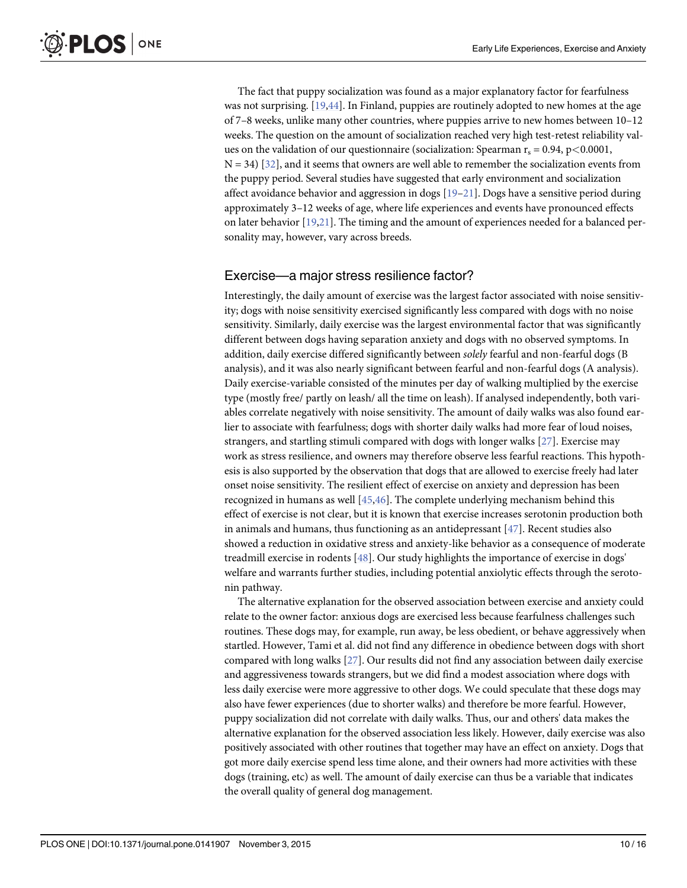The fact that puppy socialization was found as a major explanatory factor for fearfulness was not surprising. [19,44]. In Finland, puppies are routinely adopted to new homes at the age of 7–8 weeks, unlike many other countries, where puppies arrive to new homes between 10–12 weeks. The question on the amount of socialization reached very high test-retest reliability values on the validation of our questionnaire (socialization: Spearman $r_s = 0.94$, $p<0.0001$, $N = 34$) [32], and it seems that owners are well able to remember the socialization events from the puppy period. Several studies have suggested that early environment and socialization affect avoidance behavior and aggression in dogs [19–21]. Dogs have a sensitive period during approximately 3–12 weeks of age, where life experiences and events have pronounced effects on later behavior [19,21]. The timing and the amount of experiences needed for a balanced personality may, however, vary across breeds.

## Exercise—a major stress resilience factor?

Interestingly, the daily amount of exercise was the largest factor associated with noise sensitivity; dogs with noise sensitivity exercised significantly less compared with dogs with no noise sensitivity. Similarly, daily exercise was the largest environmental factor that was significantly different between dogs having separation anxiety and dogs with no observed symptoms. In addition, daily exercise differed significantly between *solely* fearful and non-fearful dogs (B analysis), and it was also nearly significant between fearful and non-fearful dogs (A analysis). Daily exercise-variable consisted of the minutes per day of walking multiplied by the exercise type (mostly free/ partly on leash/ all the time on leash). If analysed independently, both variables correlate negatively with noise sensitivity. The amount of daily walks was also found earlier to associate with fearfulness; dogs with shorter daily walks had more fear of loud noises, strangers, and startling stimuli compared with dogs with longer walks [27]. Exercise may work as stress resilience, and owners may therefore observe less fearful reactions. This hypothesis is also supported by the observation that dogs that are allowed to exercise freely had later onset noise sensitivity. The resilient effect of exercise on anxiety and depression has been recognized in humans as well [45,46]. The complete underlying mechanism behind this effect of exercise is not clear, but it is known that exercise increases serotonin production both in animals and humans, thus functioning as an antidepressant [47]. Recent studies also showed a reduction in oxidative stress and anxiety-like behavior as a consequence of moderate treadmill exercise in rodents [48]. Our study highlights the importance of exercise in dogs' welfare and warrants further studies, including potential anxiolytic effects through the serotonin pathway.

The alternative explanation for the observed association between exercise and anxiety could relate to the owner factor: anxious dogs are exercised less because fearfulness challenges such routines. These dogs may, for example, run away, be less obedient, or behave aggressively when startled. However, Tami et al. did not find any difference in obedience between dogs with short compared with long walks [27]. Our results did not find any association between daily exercise and aggressiveness towards strangers, but we did find a modest association where dogs with less daily exercise were more aggressive to other dogs. We could speculate that these dogs may also have fewer experiences (due to shorter walks) and therefore be more fearful. However, puppy socialization did not correlate with daily walks. Thus, our and others' data makes the alternative explanation for the observed association less likely. However, daily exercise was also positively associated with other routines that together may have an effect on anxiety. Dogs that got more daily exercise spend less time alone, and their owners had more activities with these dogs (training, etc) as well. The amount of daily exercise can thus be a variable that indicates the overall quality of general dog management.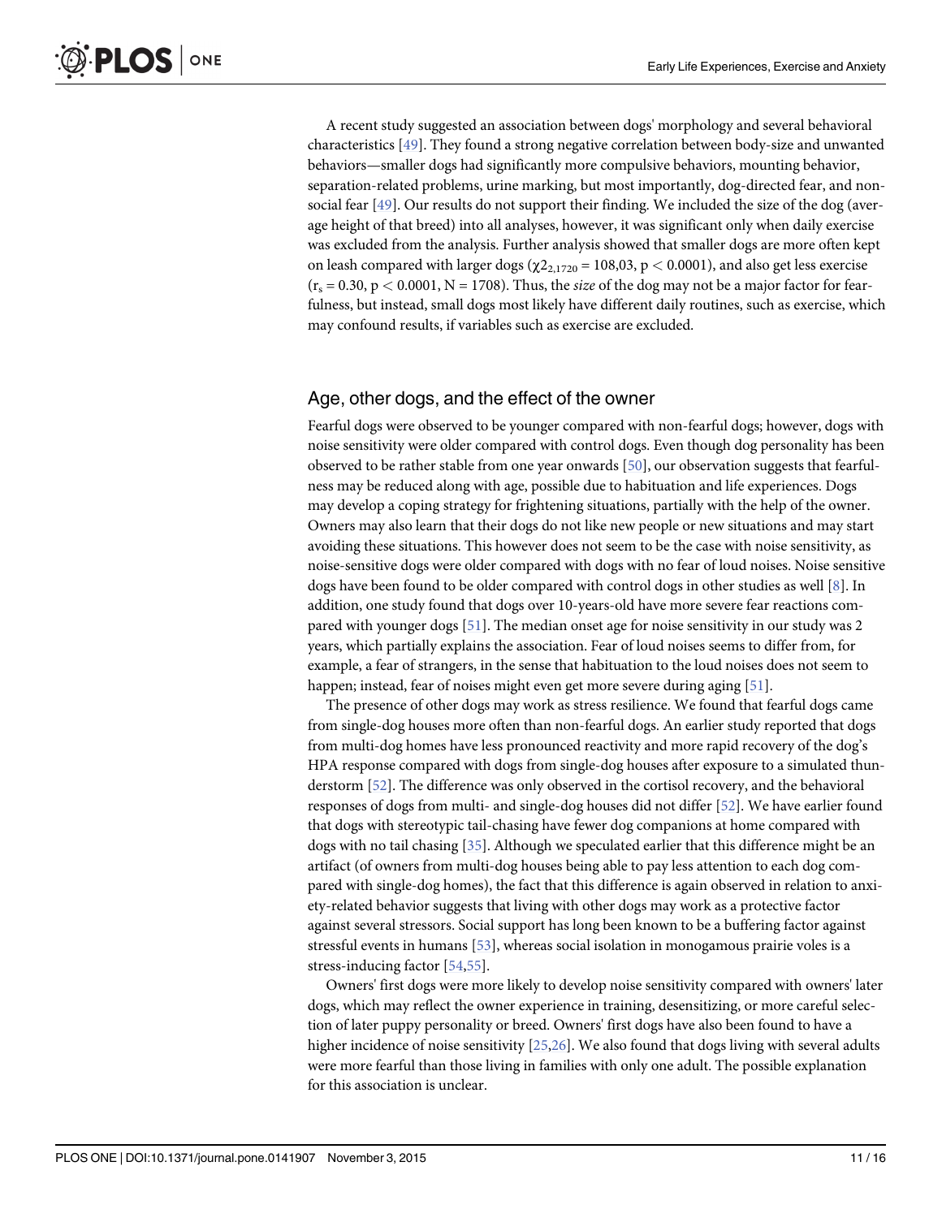A recent study suggested an association between dogs' morphology and several behavioral characteristics [49]. They found a strong negative correlation between body-size and unwanted behaviors—smaller dogs had significantly more compulsive behaviors, mounting behavior, separation-related problems, urine marking, but most importantly, dog-directed fear, and non-social fear [49]. Our results do not support their finding. We included the size of the dog (average height of that breed) into all analyses, however, it was significant only when daily exercise was excluded from the analysis. Further analysis showed that smaller dogs are more often kept on leash compared with larger dogs ($\chi 2_{2,1720} = 108{,}03$, $p < 0.0001$), and also get less exercise ($r_s = 0.30$, $p < 0.0001$, $N = 1708$). Thus, the *size* of the dog may not be a major factor for fearfulness, but instead, small dogs most likely have different daily routines, such as exercise, which may confound results, if variables such as exercise are excluded.

## Age, other dogs, and the effect of the owner

Fearful dogs were observed to be younger compared with non-fearful dogs; however, dogs with noise sensitivity were older compared with control dogs. Even though dog personality has been observed to be rather stable from one year onwards [50], our observation suggests that fearfulness may be reduced along with age, possible due to habituation and life experiences. Dogs may develop a coping strategy for frightening situations, partially with the help of the owner. Owners may also learn that their dogs do not like new people or new situations and may start avoiding these situations. This however does not seem to be the case with noise sensitivity, as noise-sensitive dogs were older compared with dogs with no fear of loud noises. Noise sensitive dogs have been found to be older compared with control dogs in other studies as well [8]. In addition, one study found that dogs over 10-years-old have more severe fear reactions compared with younger dogs [51]. The median onset age for noise sensitivity in our study was 2 years, which partially explains the association. Fear of loud noises seems to differ from, for example, a fear of strangers, in the sense that habituation to the loud noises does not seem to happen; instead, fear of noises might even get more severe during aging [51].

The presence of other dogs may work as stress resilience. We found that fearful dogs came from single-dog houses more often than non-fearful dogs. An earlier study reported that dogs from multi-dog homes have less pronounced reactivity and more rapid recovery of the dog's HPA response compared with dogs from single-dog houses after exposure to a simulated thunderstorm [52]. The difference was only observed in the cortisol recovery, and the behavioral responses of dogs from multi- and single-dog houses did not differ [52]. We have earlier found that dogs with stereotypic tail-chasing have fewer dog companions at home compared with dogs with no tail chasing [35]. Although we speculated earlier that this difference might be an artifact (of owners from multi-dog houses being able to pay less attention to each dog compared with single-dog homes), the fact that this difference is again observed in relation to anxiety-related behavior suggests that living with other dogs may work as a protective factor against several stressors. Social support has long been known to be a buffering factor against stressful events in humans [53], whereas social isolation in monogamous prairie voles is a stress-inducing factor [54,55].

Owners' first dogs were more likely to develop noise sensitivity compared with owners' later dogs, which may reflect the owner experience in training, desensitizing, or more careful selection of later puppy personality or breed. Owners' first dogs have also been found to have a higher incidence of noise sensitivity [25,26]. We also found that dogs living with several adults were more fearful than those living in families with only one adult. The possible explanation for this association is unclear.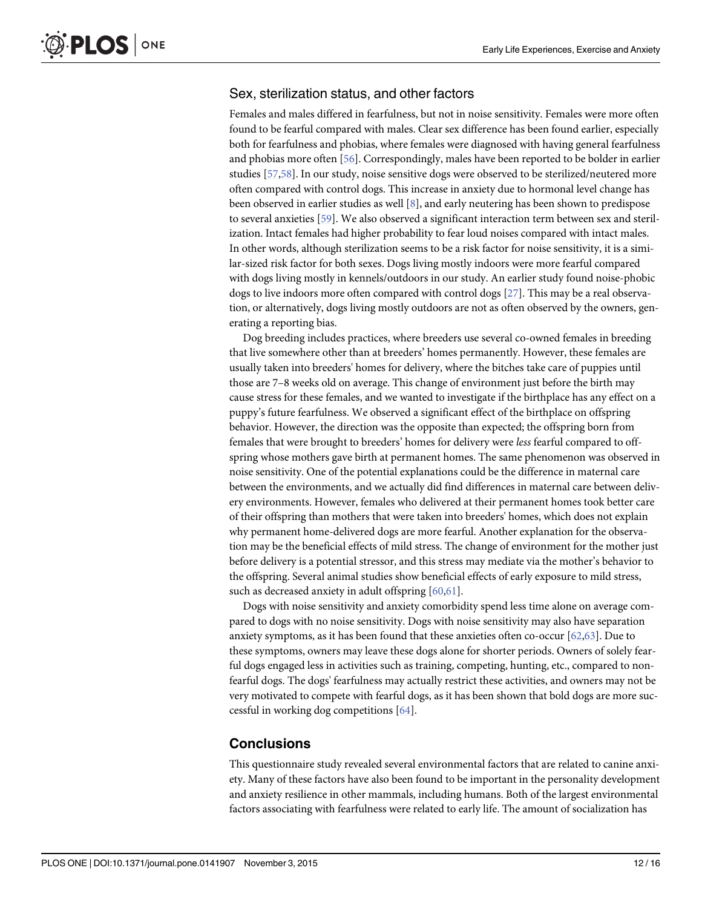### Sex, sterilization status, and other factors

Females and males differed in fearfulness, but not in noise sensitivity. Females were more often found to be fearful compared with males. Clear sex difference has been found earlier, especially both for fearfulness and phobias, where females were diagnosed with having general fearfulness and phobias more often [56]. Correspondingly, males have been reported to be bolder in earlier studies [57,58]. In our study, noise sensitive dogs were observed to be sterilized/neutered more often compared with control dogs. This increase in anxiety due to hormonal level change has been observed in earlier studies as well [8], and early neutering has been shown to predispose to several anxieties [59]. We also observed a significant interaction term between sex and sterilization. Intact females had higher probability to fear loud noises compared with intact males. In other words, although sterilization seems to be a risk factor for noise sensitivity, it is a similar-sized risk factor for both sexes. Dogs living mostly indoors were more fearful compared with dogs living mostly in kennels/outdoors in our study. An earlier study found noise-phobic dogs to live indoors more often compared with control dogs [27]. This may be a real observation, or alternatively, dogs living mostly outdoors are not as often observed by the owners, generating a reporting bias.

Dog breeding includes practices, where breeders use several co-owned females in breeding that live somewhere other than at breeders' homes permanently. However, these females are usually taken into breeders' homes for delivery, where the bitches take care of puppies until those are 7–8 weeks old on average. This change of environment just before the birth may cause stress for these females, and we wanted to investigate if the birthplace has any effect on a puppy's future fearfulness. We observed a significant effect of the birthplace on offspring behavior. However, the direction was the opposite than expected; the offspring born from females that were brought to breeders' homes for delivery were *less* fearful compared to offspring whose mothers gave birth at permanent homes. The same phenomenon was observed in noise sensitivity. One of the potential explanations could be the difference in maternal care between the environments, and we actually did find differences in maternal care between delivery environments. However, females who delivered at their permanent homes took better care of their offspring than mothers that were taken into breeders' homes, which does not explain why permanent home-delivered dogs are more fearful. Another explanation for the observation may be the beneficial effects of mild stress. The change of environment for the mother just before delivery is a potential stressor, and this stress may mediate via the mother's behavior to the offspring. Several animal studies show beneficial effects of early exposure to mild stress, such as decreased anxiety in adult offspring [60,61].

Dogs with noise sensitivity and anxiety comorbidity spend less time alone on average compared to dogs with no noise sensitivity. Dogs with noise sensitivity may also have separation anxiety symptoms, as it has been found that these anxieties often co-occur [62,63]. Due to these symptoms, owners may leave these dogs alone for shorter periods. Owners of solely fearful dogs engaged less in activities such as training, competing, hunting, etc., compared to non-fearful dogs. The dogs' fearfulness may actually restrict these activities, and owners may not be very motivated to compete with fearful dogs, as it has been shown that bold dogs are more successful in working dog competitions [64].

## Conclusions

This questionnaire study revealed several environmental factors that are related to canine anxiety. Many of these factors have also been found to be important in the personality development and anxiety resilience in other mammals, including humans. Both of the largest environmental factors associating with fearfulness were related to early life. The amount of socialization has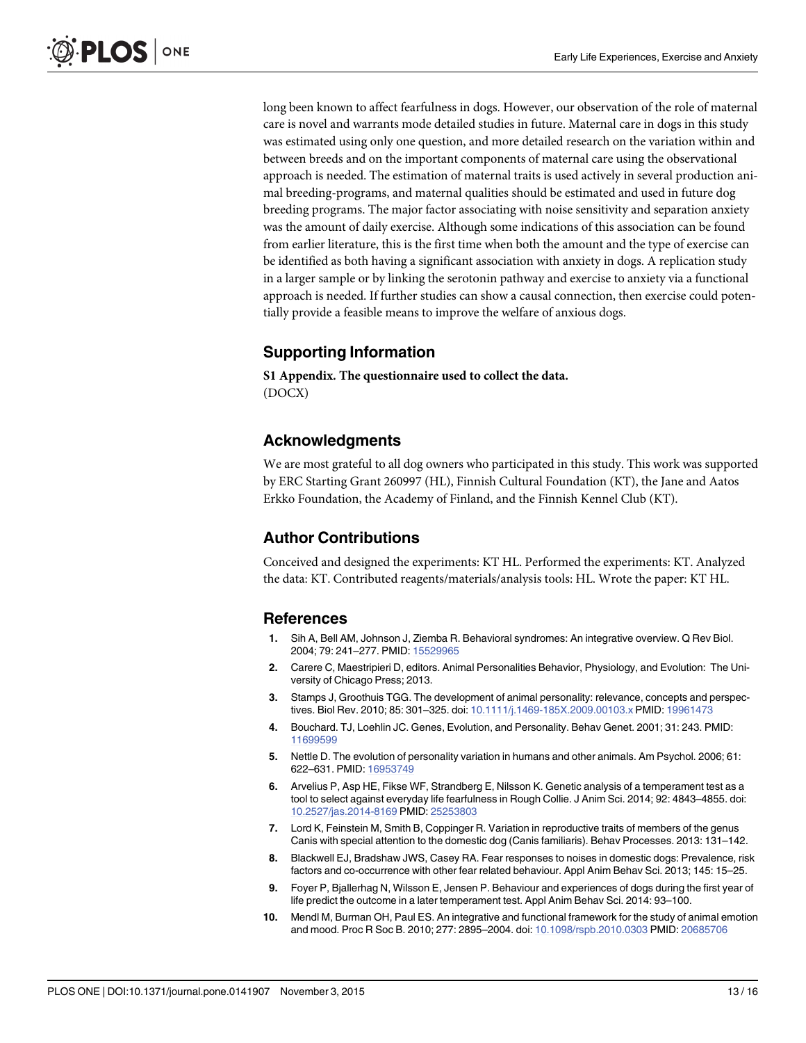long been known to affect fearfulness in dogs. However, our observation of the role of maternal care is novel and warrants mode detailed studies in future. Maternal care in dogs in this study was estimated using only one question, and more detailed research on the variation within and between breeds and on the important components of maternal care using the observational approach is needed. The estimation of maternal traits is used actively in several production animal breeding-programs, and maternal qualities should be estimated and used in future dog breeding programs. The major factor associating with noise sensitivity and separation anxiety was the amount of daily exercise. Although some indications of this association can be found from earlier literature, this is the first time when both the amount and the type of exercise can be identified as both having a significant association with anxiety in dogs. A replication study in a larger sample or by linking the serotonin pathway and exercise to anxiety via a functional approach is needed. If further studies can show a causal connection, then exercise could potentially provide a feasible means to improve the welfare of anxious dogs.

## Supporting Information

**S1 Appendix. The questionnaire used to collect the data.**
(DOCX)

## Acknowledgments

We are most grateful to all dog owners who participated in this study. This work was supported by ERC Starting Grant 260997 (HL), Finnish Cultural Foundation (KT), the Jane and Aatos Erkko Foundation, the Academy of Finland, and the Finnish Kennel Club (KT).

## Author Contributions

Conceived and designed the experiments: KT HL. Performed the experiments: KT. Analyzed the data: KT. Contributed reagents/materials/analysis tools: HL. Wrote the paper: KT HL.

## References

1. Sih A, Bell AM, Johnson J, Ziemba R. Behavioral syndromes: An integrative overview. Q Rev Biol. 2004; 79: 241–277. PMID: 15529965
2. Carere C, Maestripieri D, editors. Animal Personalities Behavior, Physiology, and Evolution: The University of Chicago Press; 2013.
3. Stamps J, Groothuis TGG. The development of animal personality: relevance, concepts and perspectives. Biol Rev. 2010; 85: 301–325. doi: 10.1111/j.1469-185X.2009.00103.x PMID: 19961473
4. Bouchard. TJ, Loehlin JC. Genes, Evolution, and Personality. Behav Genet. 2001; 31: 243. PMID: 11699599
5. Nettle D. The evolution of personality variation in humans and other animals. Am Psychol. 2006; 61: 622–631. PMID: 16953749
6. Arvelius P, Asp HE, Fikse WF, Strandberg E, Nilsson K. Genetic analysis of a temperament test as a tool to select against everyday life fearfulness in Rough Collie. J Anim Sci. 2014; 92: 4843–4855. doi: 10.2527/jas.2014-8169 PMID: 25253803
7. Lord K, Feinstein M, Smith B, Coppinger R. Variation in reproductive traits of members of the genus Canis with special attention to the domestic dog (Canis familiaris). Behav Processes. 2013: 131–142.
8. Blackwell EJ, Bradshaw JWS, Casey RA. Fear responses to noises in domestic dogs: Prevalence, risk factors and co-occurrence with other fear related behaviour. Appl Anim Behav Sci. 2013; 145: 15–25.
9. Foyer P, Bjallerhag N, Wilsson E, Jensen P. Behaviour and experiences of dogs during the first year of life predict the outcome in a later temperament test. Appl Anim Behav Sci. 2014: 93–100.
10. Mendl M, Burman OH, Paul ES. An integrative and functional framework for the study of animal emotion and mood. Proc R Soc B. 2010; 277: 2895–2004. doi: 10.1098/rspb.2010.0303 PMID: 20685706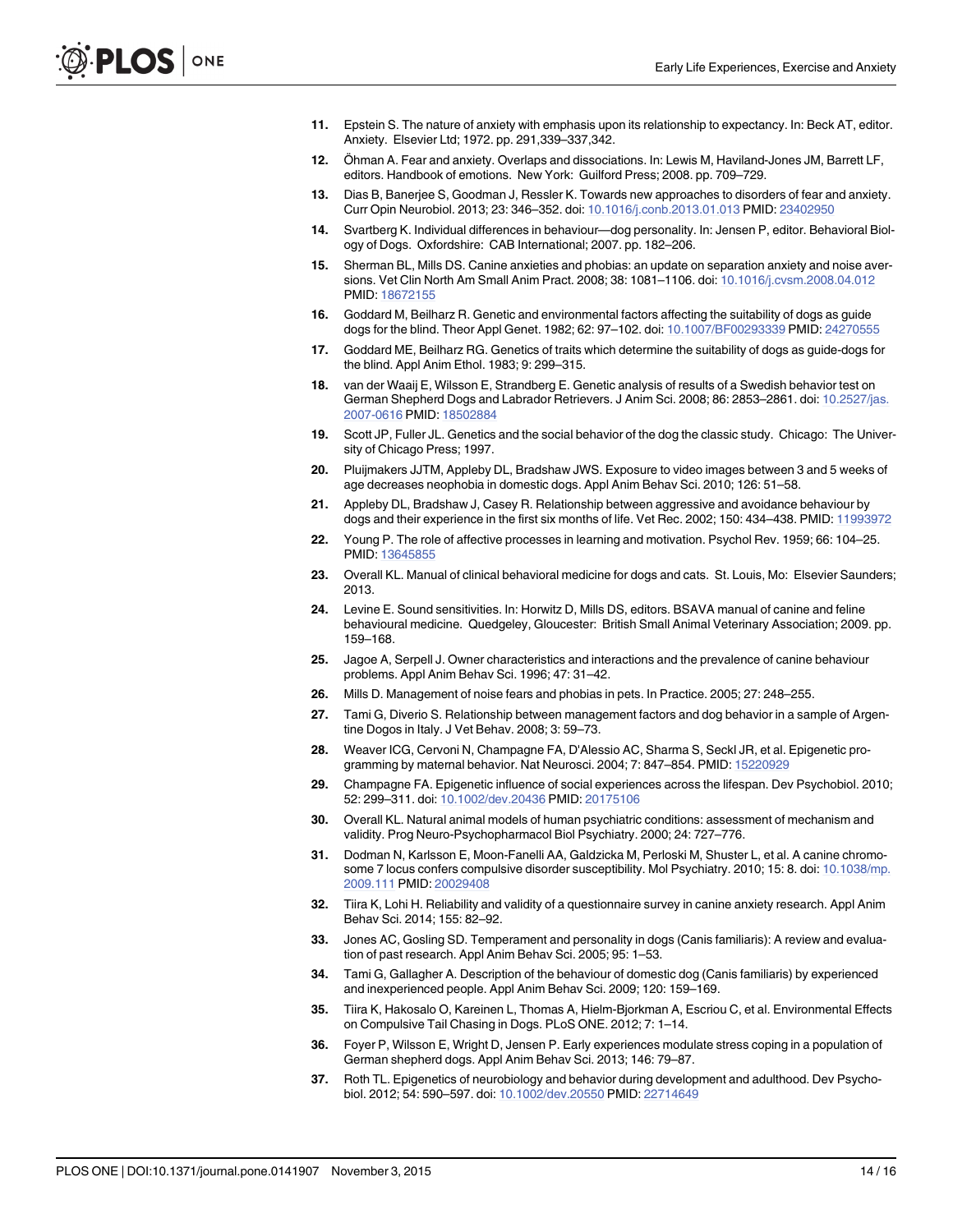11. Epstein S. The nature of anxiety with emphasis upon its relationship to expectancy. In: Beck AT, editor. Anxiety. Elsevier Ltd; 1972. pp. 291,339–337,342.
12. Öhman A. Fear and anxiety. Overlaps and dissociations. In: Lewis M, Haviland-Jones JM, Barrett LF, editors. Handbook of emotions. New York: Guilford Press; 2008. pp. 709–729.
13. Dias B, Banerjee S, Goodman J, Ressler K. Towards new approaches to disorders of fear and anxiety. Curr Opin Neurobiol. 2013; 23: 346–352. doi: 10.1016/j.conb.2013.01.013 PMID: 23402950
14. Svartberg K. Individual differences in behaviour—dog personality. In: Jensen P, editor. Behavioral Biology of Dogs. Oxfordshire: CAB International; 2007. pp. 182–206.
15. Sherman BL, Mills DS. Canine anxieties and phobias: an update on separation anxiety and noise aversions. Vet Clin North Am Small Anim Pract. 2008; 38: 1081–1106. doi: 10.1016/j.cvsm.2008.04.012 PMID: 18672155
16. Goddard M, Beilharz R. Genetic and environmental factors affecting the suitability of dogs as guide dogs for the blind. Theor Appl Genet. 1982; 62: 97–102. doi: 10.1007/BF00293339 PMID: 24270555
17. Goddard ME, Beilharz RG. Genetics of traits which determine the suitability of dogs as guide-dogs for the blind. Appl Anim Ethol. 1983; 9: 299–315.
18. van der Waaij E, Wilsson E, Strandberg E. Genetic analysis of results of a Swedish behavior test on German Shepherd Dogs and Labrador Retrievers. J Anim Sci. 2008; 86: 2853–2861. doi: 10.2527/jas.2007-0616 PMID: 18502884
19. Scott JP, Fuller JL. Genetics and the social behavior of the dog the classic study. Chicago: The University of Chicago Press; 1997.
20. Pluijmakers JJTM, Appleby DL, Bradshaw JWS. Exposure to video images between 3 and 5 weeks of age decreases neophobia in domestic dogs. Appl Anim Behav Sci. 2010; 126: 51–58.
21. Appleby DL, Bradshaw J, Casey R. Relationship between aggressive and avoidance behaviour by dogs and their experience in the first six months of life. Vet Rec. 2002; 150: 434–438. PMID: 11993972
22. Young P. The role of affective processes in learning and motivation. Psychol Rev. 1959; 66: 104–25. PMID: 13645855
23. Overall KL. Manual of clinical behavioral medicine for dogs and cats. St. Louis, Mo: Elsevier Saunders; 2013.
24. Levine E. Sound sensitivities. In: Horwitz D, Mills DS, editors. BSAVA manual of canine and feline behavioural medicine. Quedgeley, Gloucester: British Small Animal Veterinary Association; 2009. pp. 159–168.
25. Jagoe A, Serpell J. Owner characteristics and interactions and the prevalence of canine behaviour problems. Appl Anim Behav Sci. 1996; 47: 31–42.
26. Mills D. Management of noise fears and phobias in pets. In Practice. 2005; 27: 248–255.
27. Tami G, Diverio S. Relationship between management factors and dog behavior in a sample of Argentine Dogos in Italy. J Vet Behav. 2008; 3: 59–73.
28. Weaver ICG, Cervoni N, Champagne FA, D'Alessio AC, Sharma S, Seckl JR, et al. Epigenetic programming by maternal behavior. Nat Neurosci. 2004; 7: 847–854. PMID: 15220929
29. Champagne FA. Epigenetic influence of social experiences across the lifespan. Dev Psychobiol. 2010; 52: 299–311. doi: 10.1002/dev.20436 PMID: 20175106
30. Overall KL. Natural animal models of human psychiatric conditions: assessment of mechanism and validity. Prog Neuro-Psychopharmacol Biol Psychiatry. 2000; 24: 727–776.
31. Dodman N, Karlsson E, Moon-Fanelli AA, Galdzicka M, Perloski M, Shuster L, et al. A canine chromosome 7 locus confers compulsive disorder susceptibility. Mol Psychiatry. 2010; 15: 8. doi: 10.1038/mp.2009.111 PMID: 20029408
32. Tiira K, Lohi H. Reliability and validity of a questionnaire survey in canine anxiety research. Appl Anim Behav Sci. 2014; 155: 82–92.
33. Jones AC, Gosling SD. Temperament and personality in dogs (Canis familiaris): A review and evaluation of past research. Appl Anim Behav Sci. 2005; 95: 1–53.
34. Tami G, Gallagher A. Description of the behaviour of domestic dog (Canis familiaris) by experienced and inexperienced people. Appl Anim Behav Sci. 2009; 120: 159–169.
35. Tiira K, Hakosalo O, Kareinen L, Thomas A, Hielm-Bjorkman A, Escriou C, et al. Environmental Effects on Compulsive Tail Chasing in Dogs. PLoS ONE. 2012; 7: 1–14.
36. Foyer P, Wilsson E, Wright D, Jensen P. Early experiences modulate stress coping in a population of German shepherd dogs. Appl Anim Behav Sci. 2013; 146: 79–87.
37. Roth TL. Epigenetics of neurobiology and behavior during development and adulthood. Dev Psychobiol. 2012; 54: 590–597. doi: 10.1002/dev.20550 PMID: 22714649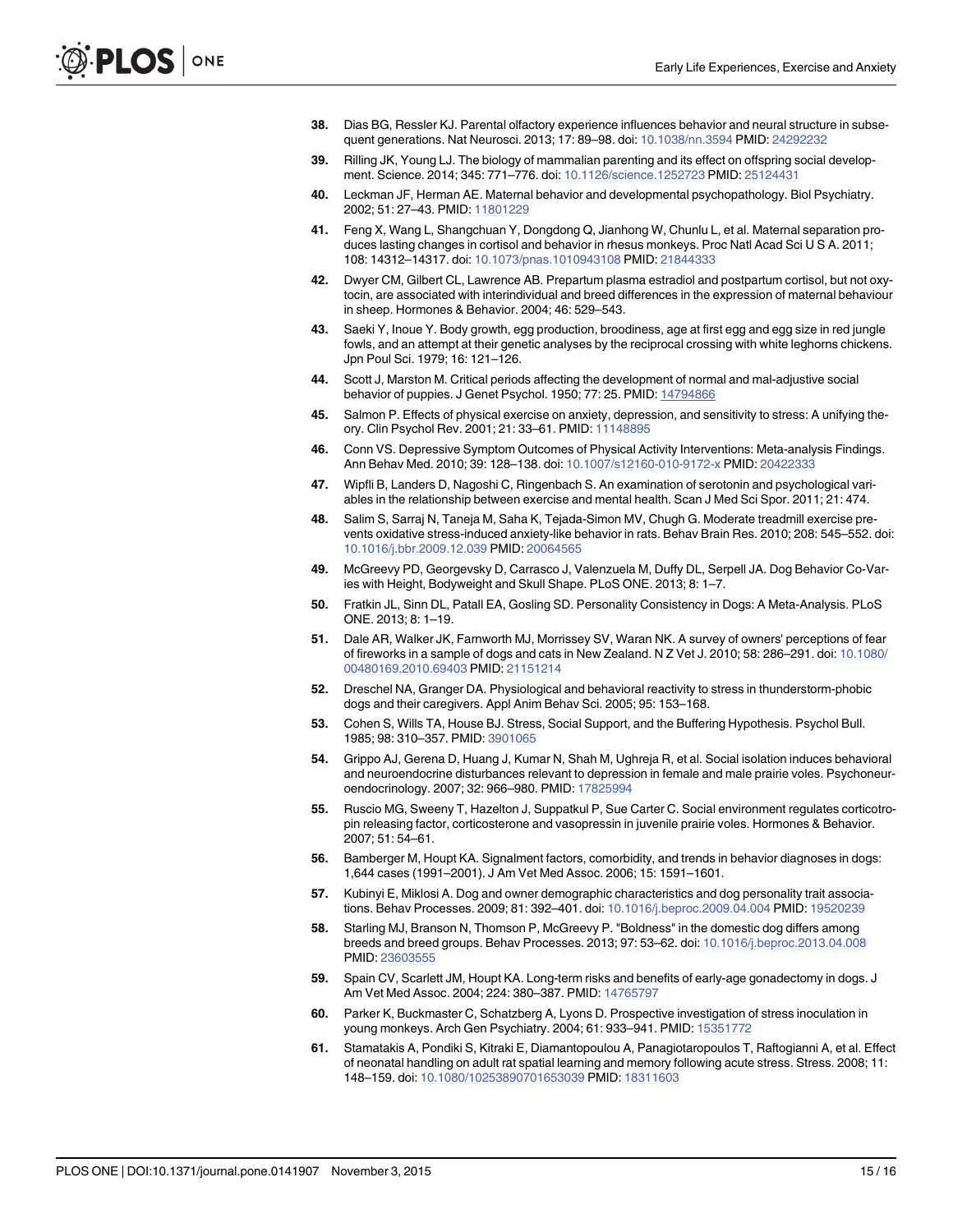38. Dias BG, Ressler KJ. Parental olfactory experience influences behavior and neural structure in subsequent generations. Nat Neurosci. 2013; 17: 89–98. doi: 10.1038/nn.3594 PMID: 24292232

39. Rilling JK, Young LJ. The biology of mammalian parenting and its effect on offspring social development. Science. 2014; 345: 771–776. doi: 10.1126/science.1252723 PMID: 25124431

40. Leckman JF, Herman AE. Maternal behavior and developmental psychopathology. Biol Psychiatry. 2002; 51: 27–43. PMID: 11801229

41. Feng X, Wang L, Shangchuan Y, Dongdong Q, Jianhong W, Chunlu L, et al. Maternal separation produces lasting changes in cortisol and behavior in rhesus monkeys. Proc Natl Acad Sci U S A. 2011; 108: 14312–14317. doi: 10.1073/pnas.1010943108 PMID: 21844333

42. Dwyer CM, Gilbert CL, Lawrence AB. Prepartum plasma estradiol and postpartum cortisol, but not oxytocin, are associated with interindividual and breed differences in the expression of maternal behaviour in sheep. Hormones & Behavior. 2004; 46: 529–543.

43. Saeki Y, Inoue Y. Body growth, egg production, broodiness, age at first egg and egg size in red jungle fowls, and an attempt at their genetic analyses by the reciprocal crossing with white leghorns chickens. Jpn Poul Sci. 1979; 16: 121–126.

44. Scott J, Marston M. Critical periods affecting the development of normal and mal-adjustive social behavior of puppies. J Genet Psychol. 1950; 77: 25. PMID: 14794866

45. Salmon P. Effects of physical exercise on anxiety, depression, and sensitivity to stress: A unifying theory. Clin Psychol Rev. 2001; 21: 33–61. PMID: 11148895

46. Conn VS. Depressive Symptom Outcomes of Physical Activity Interventions: Meta-analysis Findings. Ann Behav Med. 2010; 39: 128–138. doi: 10.1007/s12160-010-9172-x PMID: 20422333

47. Wipfli B, Landers D, Nagoshi C, Ringenbach S. An examination of serotonin and psychological variables in the relationship between exercise and mental health. Scan J Med Sci Spor. 2011; 21: 474.

48. Salim S, Sarraj N, Taneja M, Saha K, Tejada-Simon MV, Chugh G. Moderate treadmill exercise prevents oxidative stress-induced anxiety-like behavior in rats. Behav Brain Res. 2010; 208: 545–552. doi: 10.1016/j.bbr.2009.12.039 PMID: 20064565

49. McGreevy PD, Georgevsky D, Carrasco J, Valenzuela M, Duffy DL, Serpell JA. Dog Behavior Co-Varies with Height, Bodyweight and Skull Shape. PLoS ONE. 2013; 8: 1–7.

50. Fratkin JL, Sinn DL, Patall EA, Gosling SD. Personality Consistency in Dogs: A Meta-Analysis. PLoS ONE. 2013; 8: 1–19.

51. Dale AR, Walker JK, Farnworth MJ, Morrissey SV, Waran NK. A survey of owners' perceptions of fear of fireworks in a sample of dogs and cats in New Zealand. N Z Vet J. 2010; 58: 286–291. doi: 10.1080/00480169.2010.69403 PMID: 21151214

52. Dreschel NA, Granger DA. Physiological and behavioral reactivity to stress in thunderstorm-phobic dogs and their caregivers. Appl Anim Behav Sci. 2005; 95: 153–168.

53. Cohen S, Wills TA, House BJ. Stress, Social Support, and the Buffering Hypothesis. Psychol Bull. 1985; 98: 310–357. PMID: 3901065

54. Grippo AJ, Gerena D, Huang J, Kumar N, Shah M, Ughreja R, et al. Social isolation induces behavioral and neuroendocrine disturbances relevant to depression in female and male prairie voles. Psychoneuroendocrinology. 2007; 32: 966–980. PMID: 17825994

55. Ruscio MG, Sweeny T, Hazelton J, Suppatkul P, Sue Carter C. Social environment regulates corticotropin releasing factor, corticosterone and vasopressin in juvenile prairie voles. Hormones & Behavior. 2007; 51: 54–61.

56. Bamberger M, Houpt KA. Signalment factors, comorbidity, and trends in behavior diagnoses in dogs: 1,644 cases (1991–2001). J Am Vet Med Assoc. 2006; 15: 1591–1601.

57. Kubinyi E, Miklosi A. Dog and owner demographic characteristics and dog personality trait associations. Behav Processes. 2009; 81: 392–401. doi: 10.1016/j.beproc.2009.04.004 PMID: 19520239

58. Starling MJ, Branson N, Thomson P, McGreevy P. "Boldness" in the domestic dog differs among breeds and breed groups. Behav Processes. 2013; 97: 53–62. doi: 10.1016/j.beproc.2013.04.008 PMID: 23603555

59. Spain CV, Scarlett JM, Houpt KA. Long-term risks and benefits of early-age gonadectomy in dogs. J Am Vet Med Assoc. 2004; 224: 380–387. PMID: 14765797

60. Parker K, Buckmaster C, Schatzberg A, Lyons D. Prospective investigation of stress inoculation in young monkeys. Arch Gen Psychiatry. 2004; 61: 933–941. PMID: 15351772

61. Stamatakis A, Pondiki S, Kitraki E, Diamantopoulou A, Panagiotaropoulos T, Raftogianni A, et al. Effect of neonatal handling on adult rat spatial learning and memory following acute stress. Stress. 2008; 11: 148–159. doi: 10.1080/10253890701653039 PMID: 18311603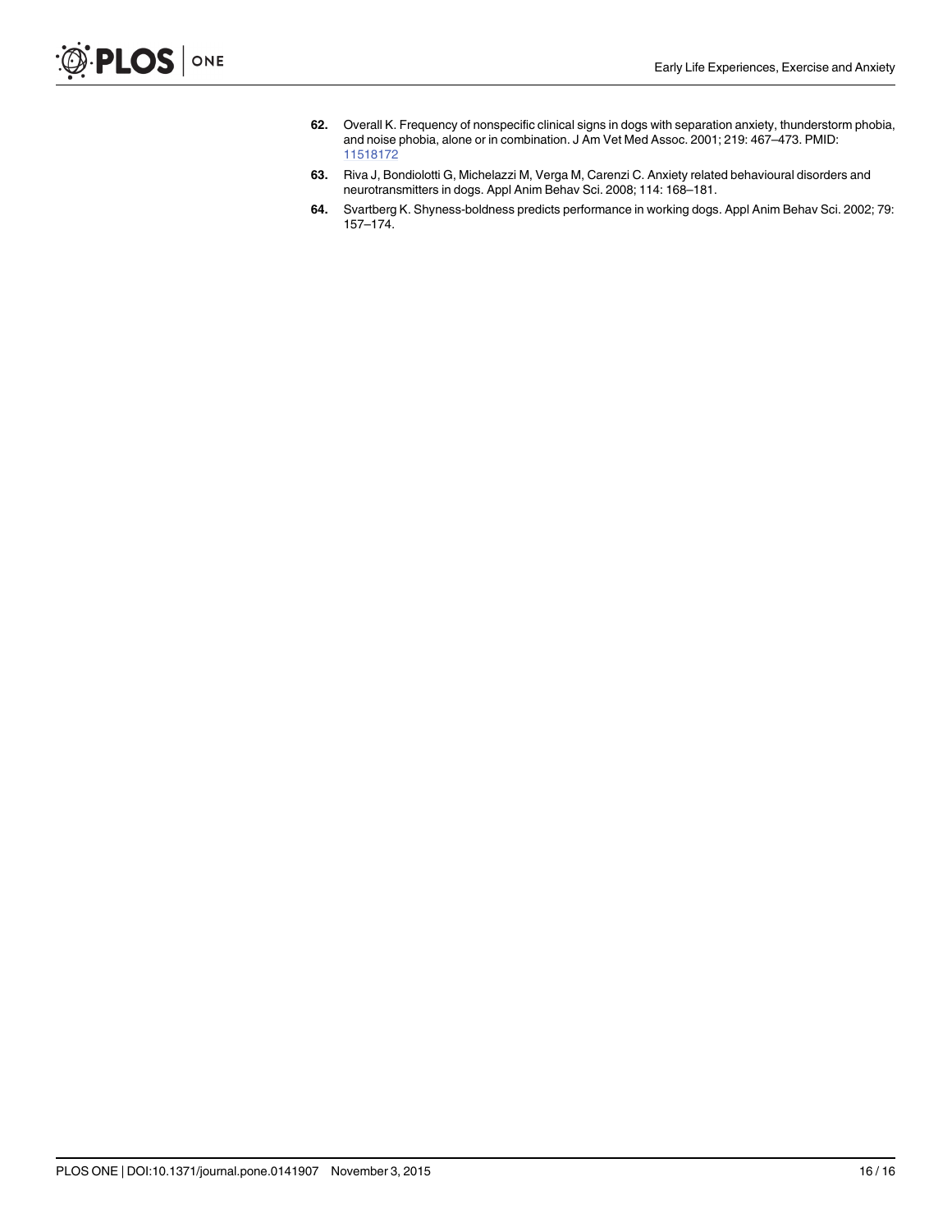62. Overall K. Frequency of nonspecific clinical signs in dogs with separation anxiety, thunderstorm phobia, and noise phobia, alone or in combination. J Am Vet Med Assoc. 2001; 219: 467–473. PMID: 11518172

63. Riva J, Bondiolotti G, Michelazzi M, Verga M, Carenzi C. Anxiety related behavioural disorders and neurotransmitters in dogs. Appl Anim Behav Sci. 2008; 114: 168–181.

64. Svartberg K. Shyness-boldness predicts performance in working dogs. Appl Anim Behav Sci. 2002; 79: 157–174.